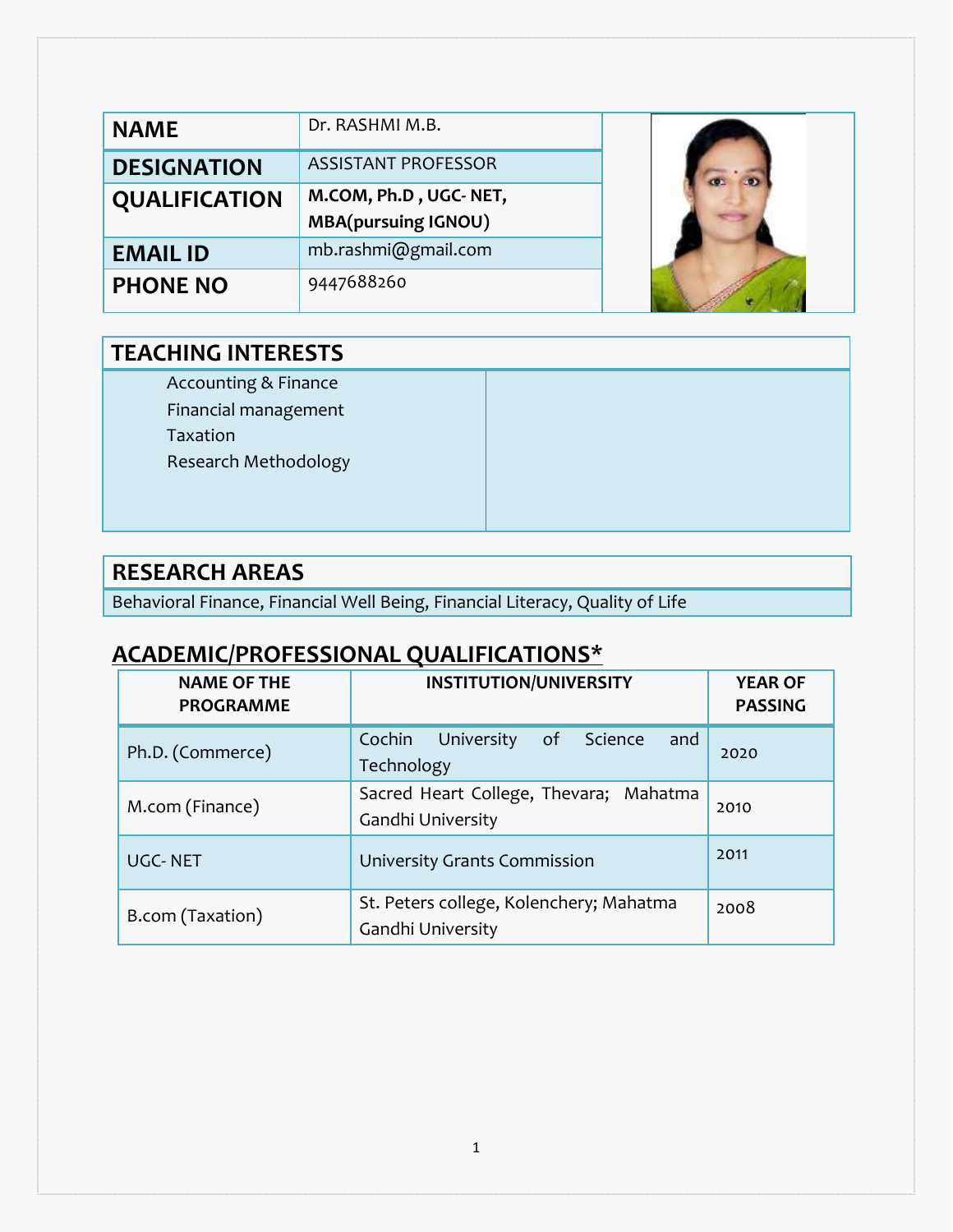| NAME | Dr. RASHMI M.B. |
| --- | --- |
| DESIGNATION | ASSISTANT PROFESSOR |
| QUALIFICATION | **M.COM, Ph.D , UGC- NET, MBA(pursuing IGNOU)** |
| EMAIL ID | mb.rashmi@gmail.com |
| PHONE NO | 9447688260 |

## TEACHING INTERESTS

- Accounting & Finance
- Financial management
- Taxation
- Research Methodology

## RESEARCH AREAS

Behavioral Finance, Financial Well Being, Financial Literacy, Quality of Life

## ACADEMIC/PROFESSIONAL QUALIFICATIONS*

| NAME OF THE PROGRAMME | INSTITUTION/UNIVERSITY | YEAR OF PASSING |
| --- | --- | --- |
| Ph.D. (Commerce) | Cochin University of Science and Technology | 2020 |
| M.com (Finance) | Sacred Heart College, Thevara; Mahatma Gandhi University | 2010 |
| UGC- NET | University Grants Commission | 2011 |
| B.com (Taxation) | St. Peters college, Kolenchery; Mahatma Gandhi University | 2008 |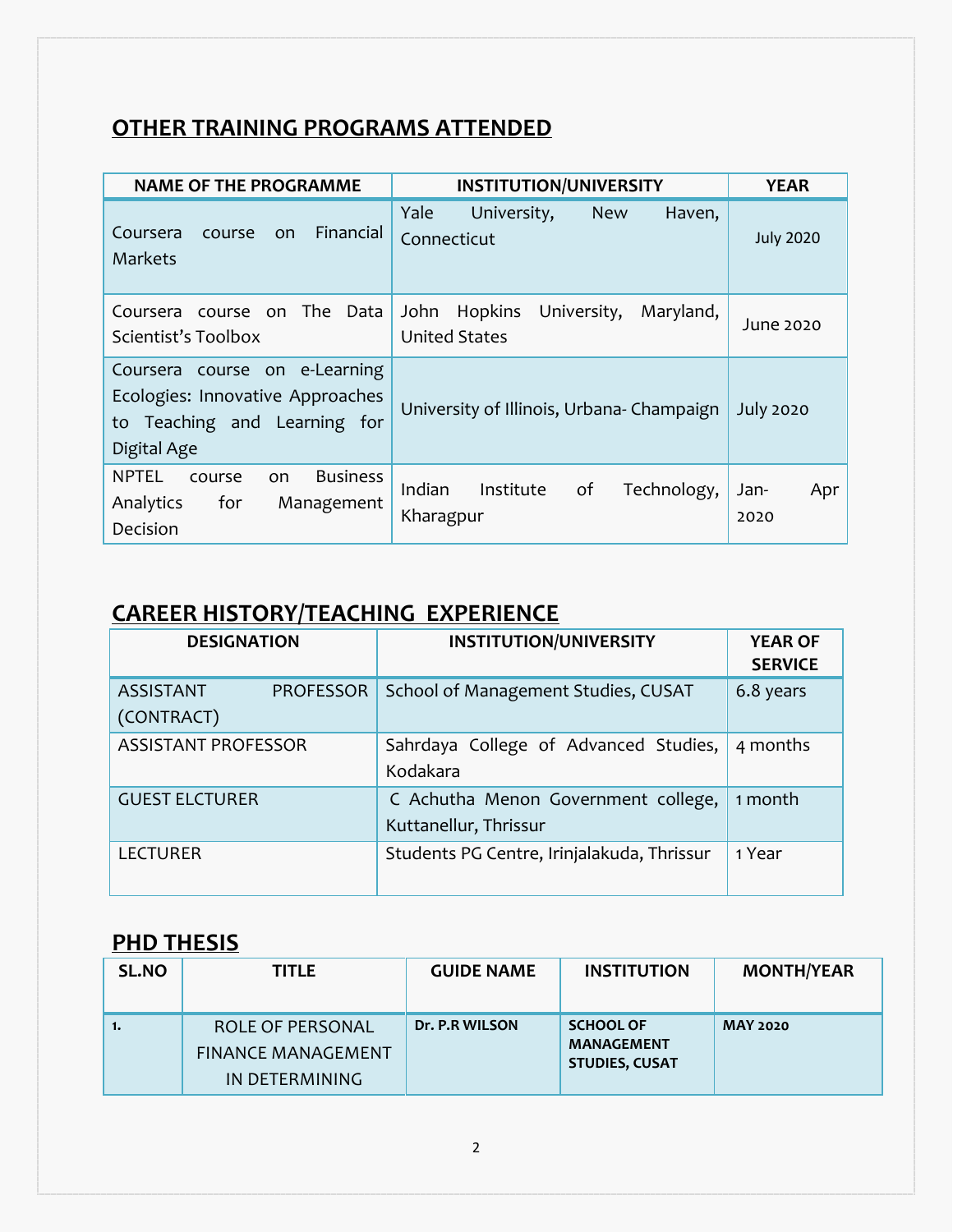## OTHER TRAINING PROGRAMS ATTENDED

| NAME OF THE PROGRAMME | INSTITUTION/UNIVERSITY | YEAR |
|---|---|---|
| Coursera course on Financial Markets | Yale University, New Haven, Connecticut | July 2020 |
| Coursera course on The Data Scientist's Toolbox | John Hopkins University, Maryland, United States | June 2020 |
| Coursera course on e-Learning Ecologies: Innovative Approaches to Teaching and Learning for Digital Age | University of Illinois, Urbana- Champaign | July 2020 |
| NPTEL course on Business Analytics for Management Decision | Indian Institute of Technology, Kharagpur | Jan- Apr 2020 |

## CAREER HISTORY/TEACHING EXPERIENCE

| DESIGNATION | INSTITUTION/UNIVERSITY | YEAR OF SERVICE |
|---|---|---|
| ASSISTANT PROFESSOR (CONTRACT) | School of Management Studies, CUSAT | 6.8 years |
| ASSISTANT PROFESSOR | Sahrdaya College of Advanced Studies, Kodakara | 4 months |
| GUEST ELCTURER | C Achutha Menon Government college, Kuttanellur, Thrissur | 1 month |
| LECTURER | Students PG Centre, Irinjalakuda, Thrissur | 1 Year |

## PHD THESIS

| SL.NO | TITLE | GUIDE NAME | INSTITUTION | MONTH/YEAR |
|---|---|---|---|---|
| **1.** | ROLE OF PERSONAL FINANCE MANAGEMENT IN DETERMINING | **Dr. P.R WILSON** | **SCHOOL OF MANAGEMENT STUDIES, CUSAT** | **MAY 2020** |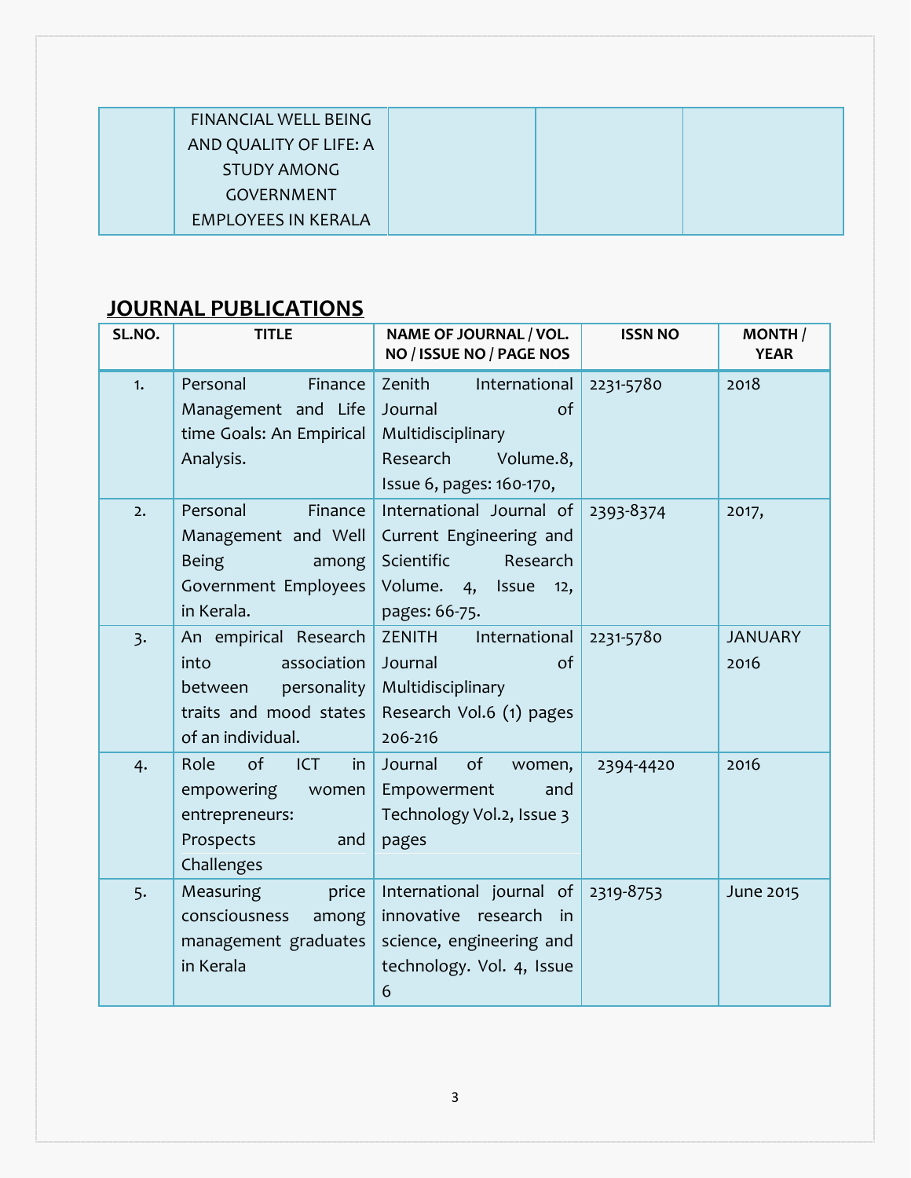| | FINANCIAL WELL BEING AND QUALITY OF LIFE: A STUDY AMONG GOVERNMENT EMPLOYEES IN KERALA | | | |
|---|---|---|---|---|

## JOURNAL PUBLICATIONS

| SL.NO. | TITLE | NAME OF JOURNAL / VOL. NO / ISSUE NO / PAGE NOS | ISSN NO | MONTH / YEAR |
|---|---|---|---|---|
| 1. | Personal Finance Management and Life time Goals: An Empirical Analysis. | Zenith International Journal of Multidisciplinary Research Volume.8, Issue 6, pages: 160-170, | 2231-5780 | 2018 |
| 2. | Personal Finance Management and Well Being among Government Employees in Kerala. | International Journal of Current Engineering and Scientific Research Volume. 4, Issue 12, pages: 66-75. | 2393-8374 | 2017, |
| 3. | An empirical Research into association between personality traits and mood states of an individual. | ZENITH International Journal of Multidisciplinary Research Vol.6 (1) pages 206-216 | 2231-5780 | JANUARY 2016 |
| 4. | Role of ICT in empowering women entrepreneurs: Prospects and Challenges | Journal of women, Empowerment and Technology Vol.2, Issue 3 pages | 2394-4420 | 2016 |
| 5. | Measuring price consciousness among management graduates in Kerala | International journal of innovative research in science, engineering and technology. Vol. 4, Issue 6 | 2319-8753 | June 2015 |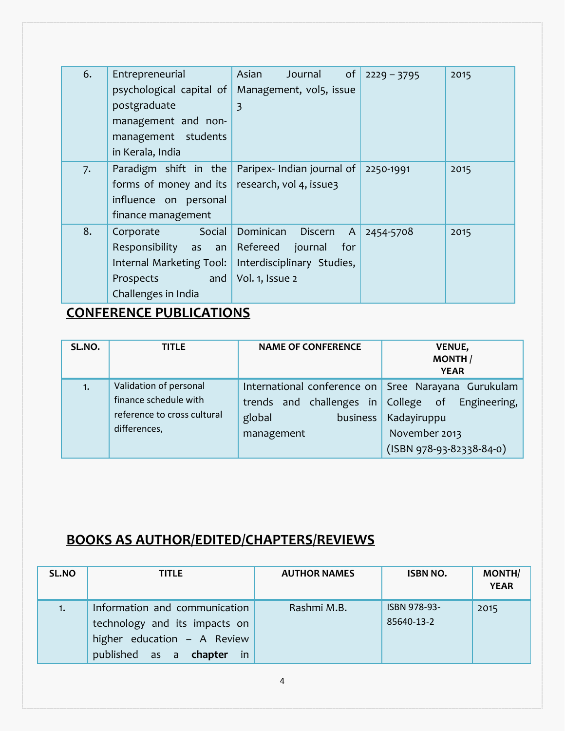| 6. | Entrepreneurial psychological capital of postgraduate management and non-management students in Kerala, India | Asian Journal of Management, vol5, issue 3 | 2229 – 3795 | 2015 |
|---|---|---|---|---|
| 7. | Paradigm shift in the forms of money and its influence on personal finance management | Paripex- Indian journal of research, vol 4, issue3 | 2250-1991 | 2015 |
| 8. | Corporate Social Responsibility as an Internal Marketing Tool: Prospects and Challenges in India | Dominican Discern A Refereed journal for Interdisciplinary Studies, Vol. 1, Issue 2 | 2454-5708 | 2015 |

## CONFERENCE PUBLICATIONS

| SL.NO. | TITLE | NAME OF CONFERENCE | VENUE, MONTH / YEAR |
|---|---|---|---|
| 1. | Validation of personal finance schedule with reference to cross cultural differences, | International conference on trends and challenges in global business management | Sree Narayana Gurukulam College of Engineering, Kadayiruppu November 2013 (ISBN 978-93-82338-84-0) |

## BOOKS AS AUTHOR/EDITED/CHAPTERS/REVIEWS

| SL.NO | TITLE | AUTHOR NAMES | ISBN NO. | MONTH/ YEAR |
|---|---|---|---|---|
| 1. | Information and communication technology and its impacts on higher education – A Review published as a **chapter** in | Rashmi M.B. | ISBN 978-93-85640-13-2 | 2015 |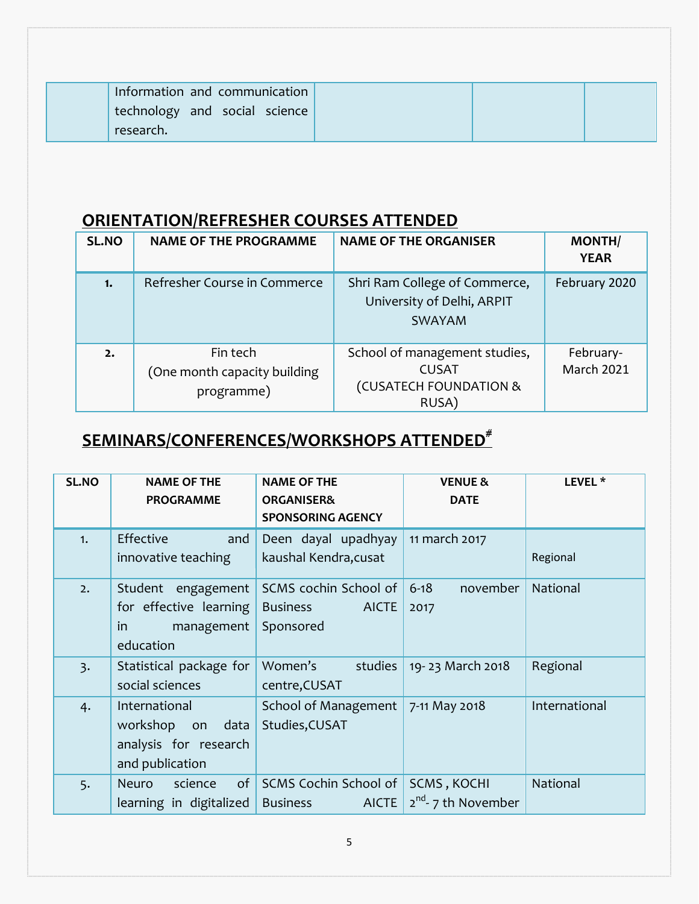| | Information and communication technology and social science research. | | | |
|---|---|---|---|---|

## ORIENTATION/REFRESHER COURSES ATTENDED

| SL.NO | NAME OF THE PROGRAMME | NAME OF THE ORGANISER | MONTH/ YEAR |
|---|---|---|---|
| 1. | Refresher Course in Commerce | Shri Ram College of Commerce, University of Delhi, ARPIT SWAYAM | February 2020 |
| 2. | Fin tech (One month capacity building programme) | School of management studies, CUSAT (CUSATECH FOUNDATION & RUSA) | February-March 2021 |

## SEMINARS/CONFERENCES/WORKSHOPS ATTENDED#

| SL.NO | NAME OF THE PROGRAMME | NAME OF THE ORGANISER& SPONSORING AGENCY | VENUE & DATE | LEVEL * |
|---|---|---|---|---|
| 1. | Effective and innovative teaching | Deen dayal upadhyay kaushal Kendra,cusat | 11 march 2017 | Regional |
| 2. | Student engagement for effective learning in management education | SCMS cochin School of Business AICTE Sponsored | 6-18 november 2017 | National |
| 3. | Statistical package for social sciences | Women's studies centre,CUSAT | 19- 23 March 2018 | Regional |
| 4. | International workshop on data analysis for research and publication | School of Management Studies,CUSAT | 7-11 May 2018 | International |
| 5. | Neuro science of learning in digitalized | SCMS Cochin School of Business AICTE | SCMS , KOCHI 2nd- 7 th November | National |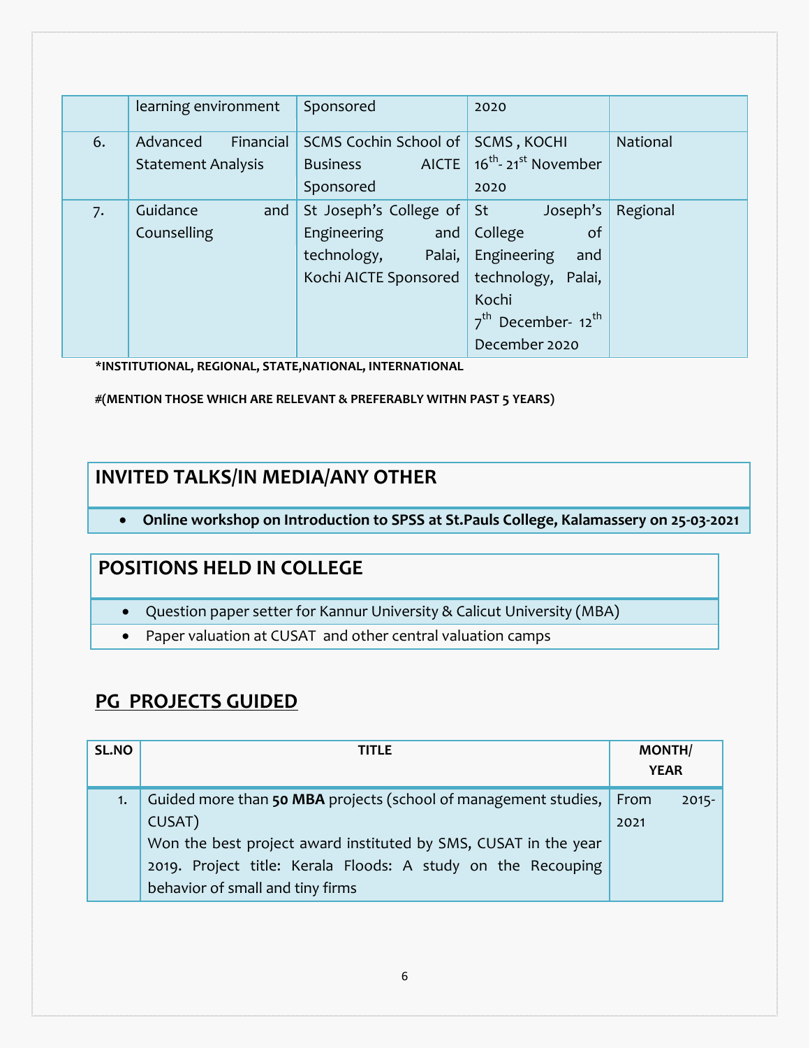|  | learning environment | Sponsored | 2020 |  |
|---|---|---|---|---|
| 6. | Advanced Financial Statement Analysis | SCMS Cochin School of Business AICTE Sponsored | SCMS , KOCHI 16th- 21st November 2020 | National |
| 7. | Guidance and Counselling | St Joseph's College of Engineering and technology, Palai, Kochi AICTE Sponsored | St Joseph's College of Engineering and technology, Palai, Kochi 7th December- 12th December 2020 | Regional |

**\*INSTITUTIONAL, REGIONAL, STATE,NATIONAL, INTERNATIONAL**

**#(MENTION THOSE WHICH ARE RELEVANT & PREFERABLY WITHN PAST 5 YEARS)**

## INVITED TALKS/IN MEDIA/ANY OTHER

- **Online workshop on Introduction to SPSS at St.Pauls College, Kalamassery on 25-03-2021**

## POSITIONS HELD IN COLLEGE

- Question paper setter for Kannur University & Calicut University (MBA)
- Paper valuation at CUSAT and other central valuation camps

## PG PROJECTS GUIDED

| SL.NO | TITLE | MONTH/ YEAR |
|---|---|---|
| 1. | Guided more than **50 MBA** projects (school of management studies, CUSAT) Won the best project award instituted by SMS, CUSAT in the year 2019. Project title: Kerala Floods: A study on the Recouping behavior of small and tiny firms | From 2015-2021 |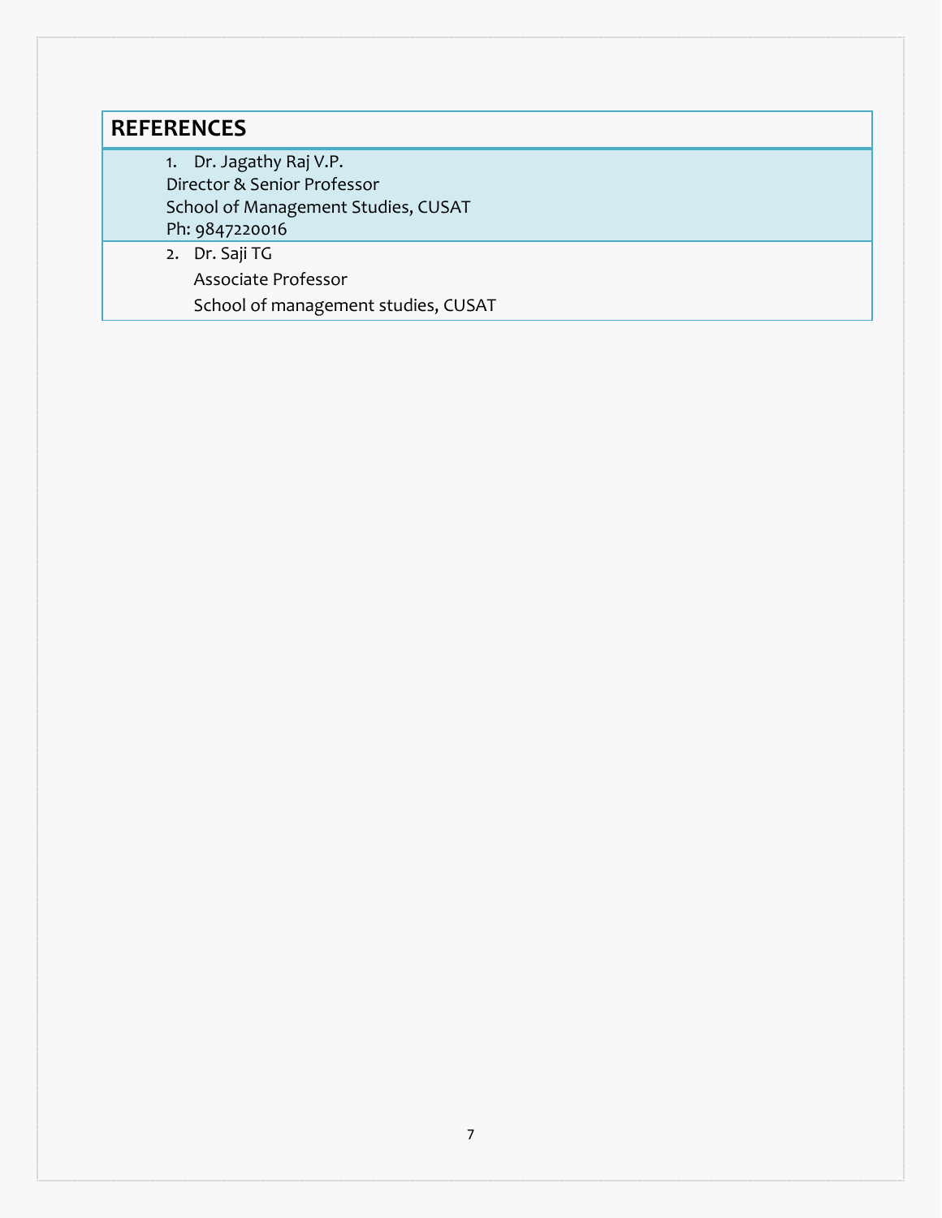## REFERENCES

1. Dr. Jagathy Raj V.P.
   Director & Senior Professor
   School of Management Studies, CUSAT
   Ph: 9847220016
2. Dr. Saji TG
   Associate Professor
   School of management studies, CUSAT